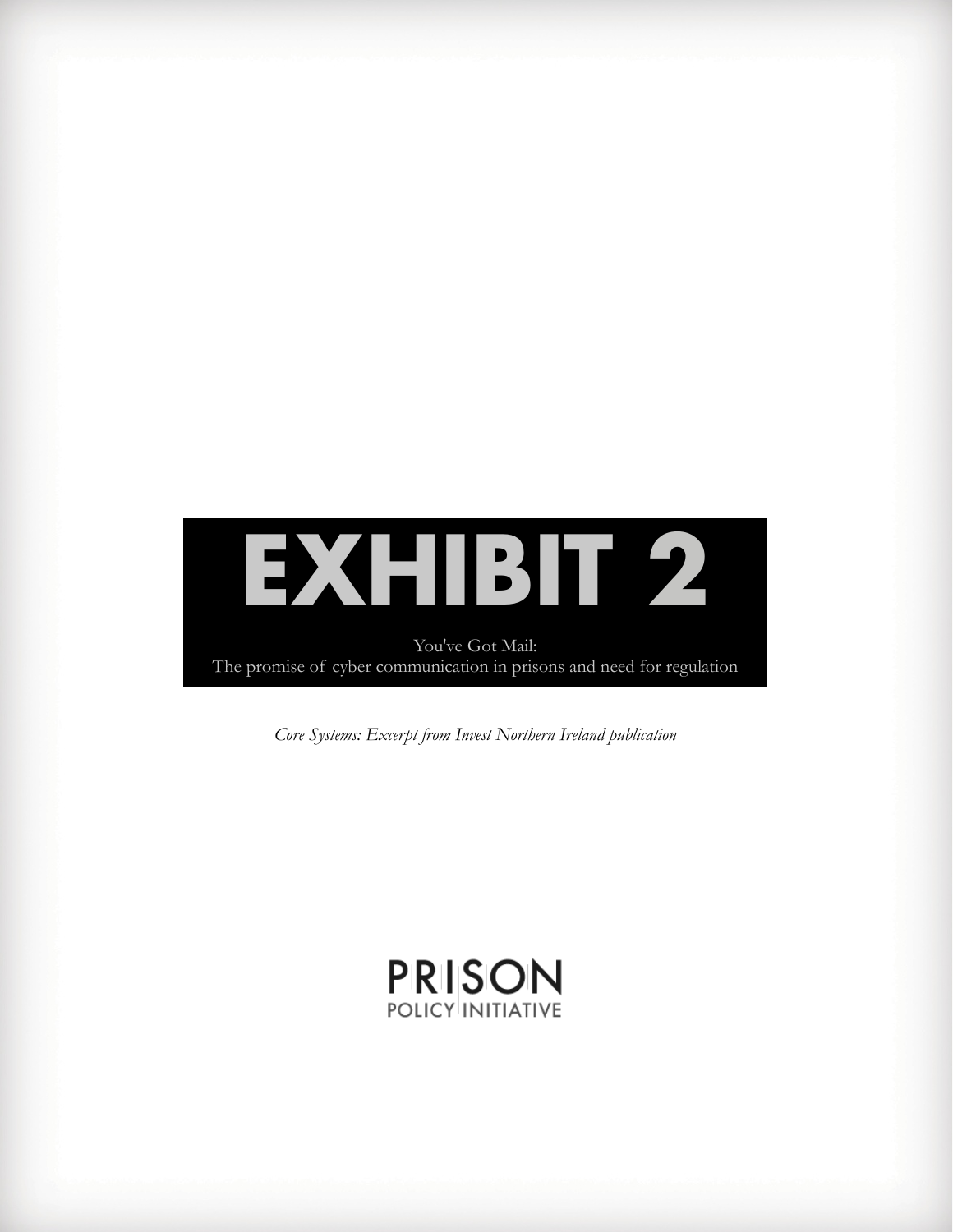# EXHIBIT 2

You've Got Mail:
The promise of cyber communication in prisons and need for regulation

*Core Systems: Excerpt from Invest Northern Ireland publication*

PRISON
POLICY INITIATIVE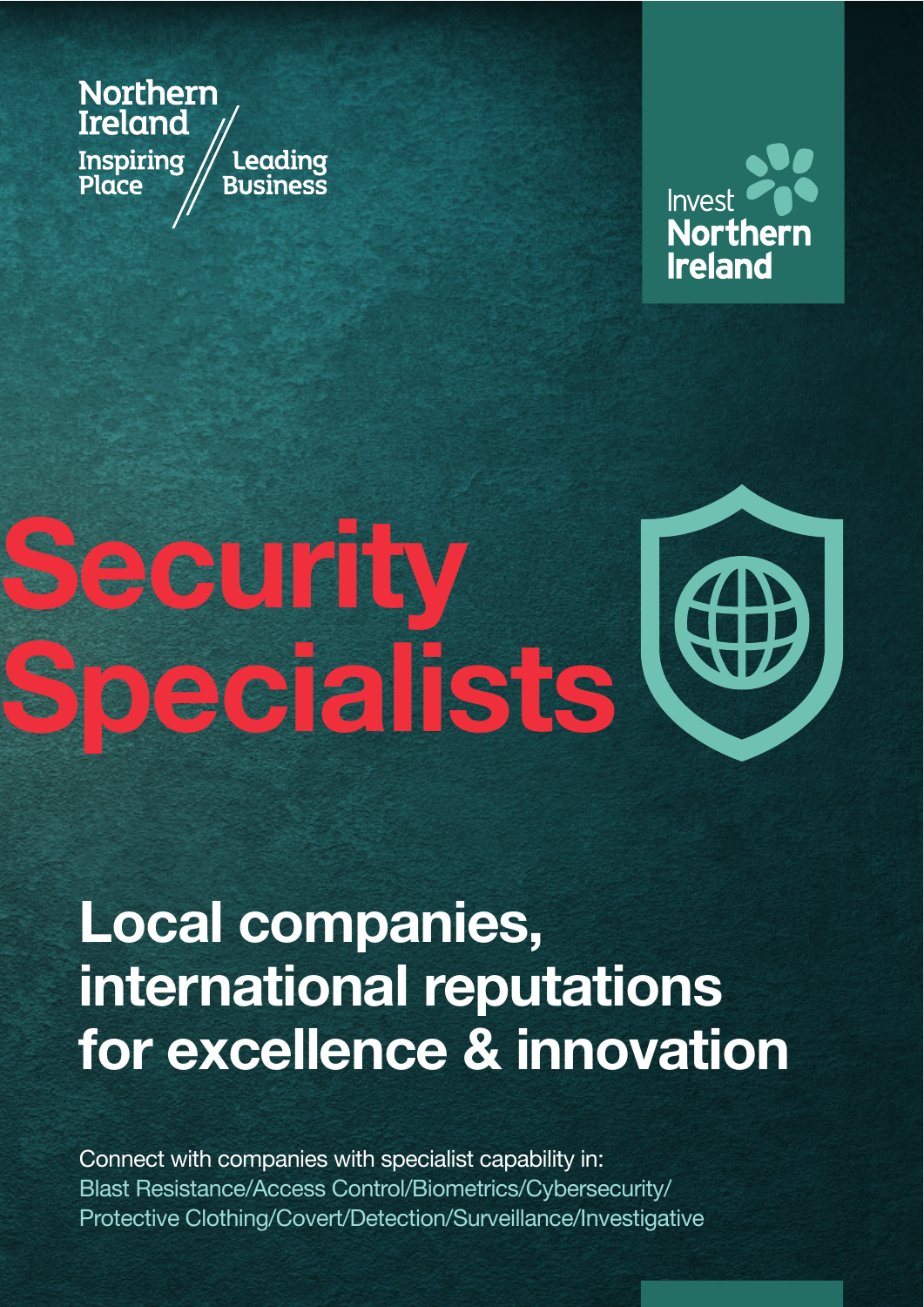Northern Ireland
Inspiring Place // Leading Business

Invest Northern Ireland

# Security Specialists

## Local companies, international reputations for excellence & innovation

Connect with companies with specialist capability in:
Blast Resistance/Access Control/Biometrics/Cybersecurity/Protective Clothing/Covert/Detection/Surveillance/Investigative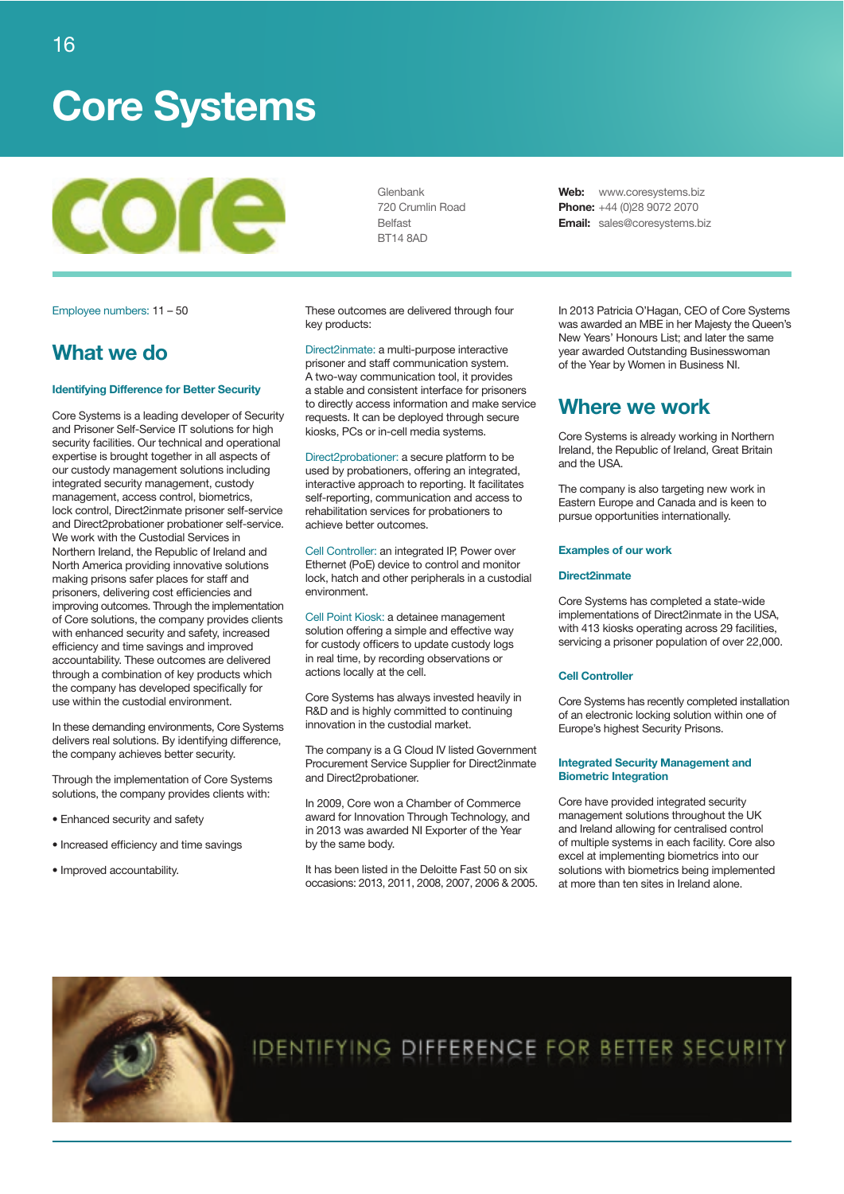# Core Systems

Glenbank
720 Crumlin Road
Belfast
BT14 8AD

**Web:** www.coresystems.biz
**Phone:** +44 (0)28 9072 2070
**Email:** sales@coresystems.biz

Employee numbers: 11 – 50

## What we do

### Identifying Difference for Better Security

Core Systems is a leading developer of Security and Prisoner Self-Service IT solutions for high security facilities. Our technical and operational expertise is brought together in all aspects of our custody management solutions including integrated security management, custody management, access control, biometrics, lock control, Direct2inmate prisoner self-service and Direct2probationer probationer self-service. We work with the Custodial Services in Northern Ireland, the Republic of Ireland and North America providing innovative solutions making prisons safer places for staff and prisoners, delivering cost efficiencies and improving outcomes. Through the implementation of Core solutions, the company provides clients with enhanced security and safety, increased efficiency and time savings and improved accountability. These outcomes are delivered through a combination of key products which the company has developed specifically for use within the custodial environment.

In these demanding environments, Core Systems delivers real solutions. By identifying difference, the company achieves better security.

Through the implementation of Core Systems solutions, the company provides clients with:

- Enhanced security and safety
- Increased efficiency and time savings
- Improved accountability.

These outcomes are delivered through four key products:

Direct2inmate: a multi-purpose interactive prisoner and staff communication system. A two-way communication tool, it provides a stable and consistent interface for prisoners to directly access information and make service requests. It can be deployed through secure kiosks, PCs or in-cell media systems.

Direct2probationer: a secure platform to be used by probationers, offering an integrated, interactive approach to reporting. It facilitates self-reporting, communication and access to rehabilitation services for probationers to achieve better outcomes.

Cell Controller: an integrated IP, Power over Ethernet (PoE) device to control and monitor lock, hatch and other peripherals in a custodial environment.

Cell Point Kiosk: a detainee management solution offering a simple and effective way for custody officers to update custody logs in real time, by recording observations or actions locally at the cell.

Core Systems has always invested heavily in R&D and is highly committed to continuing innovation in the custodial market.

The company is a G Cloud IV listed Government Procurement Service Supplier for Direct2inmate and Direct2probationer.

In 2009, Core won a Chamber of Commerce award for Innovation Through Technology, and in 2013 was awarded NI Exporter of the Year by the same body.

It has been listed in the Deloitte Fast 50 on six occasions: 2013, 2011, 2008, 2007, 2006 & 2005.

In 2013 Patricia O'Hagan, CEO of Core Systems was awarded an MBE in her Majesty the Queen's New Years' Honours List; and later the same year awarded Outstanding Businesswoman of the Year by Women in Business NI.

## Where we work

Core Systems is already working in Northern Ireland, the Republic of Ireland, Great Britain and the USA.

The company is also targeting new work in Eastern Europe and Canada and is keen to pursue opportunities internationally.

### Examples of our work

#### Direct2inmate

Core Systems has completed a state-wide implementations of Direct2inmate in the USA, with 413 kiosks operating across 29 facilities, servicing a prisoner population of over 22,000.

#### Cell Controller

Core Systems has recently completed installation of an electronic locking solution within one of Europe's highest Security Prisons.

#### Integrated Security Management and Biometric Integration

Core have provided integrated security management solutions throughout the UK and Ireland allowing for centralised control of multiple systems in each facility. Core also excel at implementing biometrics into our solutions with biometrics being implemented at more than ten sites in Ireland alone.

IDENTIFYING DIFFERENCE FOR BETTER SECURITY